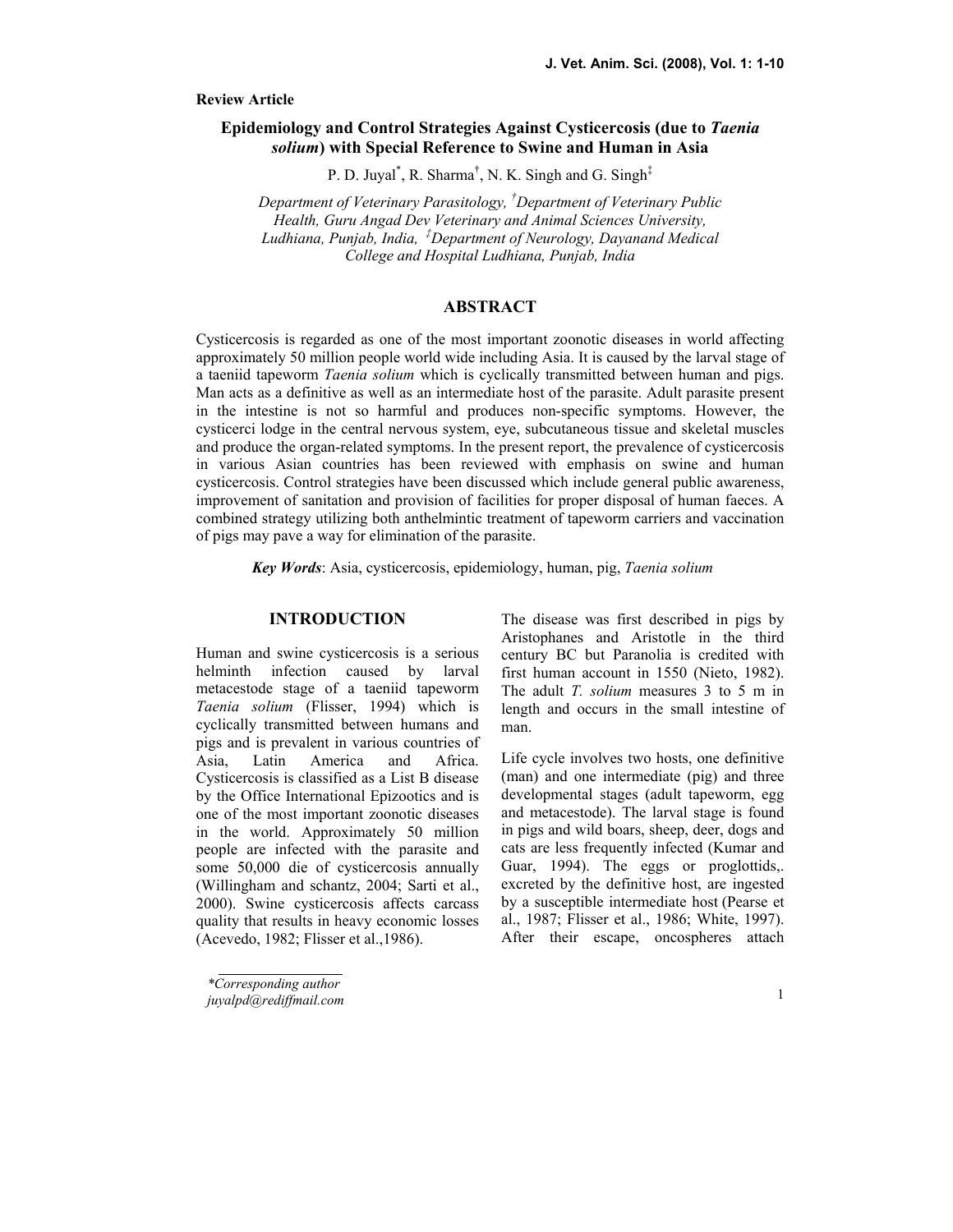**Review Article**

# Epidemiology and Control Strategies Against Cysticercosis (due to *Taenia solium*) with Special Reference to Swine and Human in Asia

P. D. Juyal[*], R. Sharma[†], N. K. Singh and G. Singh[‡]

*Department of Veterinary Parasitology, [†]Department of Veterinary Public Health, Guru Angad Dev Veterinary and Animal Sciences University, Ludhiana, Punjab, India, [‡]Department of Neurology, Dayanand Medical College and Hospital Ludhiana, Punjab, India*

## ABSTRACT

Cysticercosis is regarded as one of the most important zoonotic diseases in world affecting approximately 50 million people world wide including Asia. It is caused by the larval stage of a taeniid tapeworm *Taenia solium* which is cyclically transmitted between human and pigs. Man acts as a definitive as well as an intermediate host of the parasite. Adult parasite present in the intestine is not so harmful and produces non-specific symptoms. However, the cysticerci lodge in the central nervous system, eye, subcutaneous tissue and skeletal muscles and produce the organ-related symptoms. In the present report, the prevalence of cysticercosis in various Asian countries has been reviewed with emphasis on swine and human cysticercosis. Control strategies have been discussed which include general public awareness, improvement of sanitation and provision of facilities for proper disposal of human faeces. A combined strategy utilizing both anthelmintic treatment of tapeworm carriers and vaccination of pigs may pave a way for elimination of the parasite.

***Key Words***: Asia, cysticercosis, epidemiology, human, pig, *Taenia solium*

## INTRODUCTION

Human and swine cysticercosis is a serious helminth infection caused by larval metacestode stage of a taeniid tapeworm *Taenia solium* (Flisser, 1994) which is cyclically transmitted between humans and pigs and is prevalent in various countries of Asia, Latin America and Africa. Cysticercosis is classified as a List B disease by the Office International Epizootics and is one of the most important zoonotic diseases in the world. Approximately 50 million people are infected with the parasite and some 50,000 die of cysticercosis annually (Willingham and schantz, 2004; Sarti et al., 2000). Swine cysticercosis affects carcass quality that results in heavy economic losses (Acevedo, 1982; Flisser et al.,1986).

The disease was first described in pigs by Aristophanes and Aristotle in the third century BC but Paranolia is credited with first human account in 1550 (Nieto, 1982). The adult *T. solium* measures 3 to 5 m in length and occurs in the small intestine of man.

Life cycle involves two hosts, one definitive (man) and one intermediate (pig) and three developmental stages (adult tapeworm, egg and metacestode). The larval stage is found in pigs and wild boars, sheep, deer, dogs and cats are less frequently infected (Kumar and Guar, 1994). The eggs or proglottids,. excreted by the definitive host, are ingested by a susceptible intermediate host (Pearse et al., 1987; Flisser et al., 1986; White, 1997). After their escape, oncospheres attach

*Corresponding author
juyalpd@rediffmail.com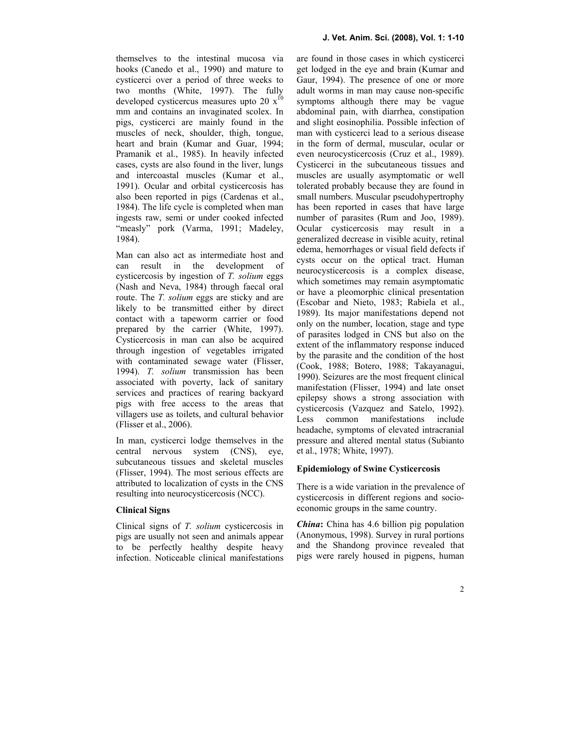themselves to the intestinal mucosa via hooks (Canedo et al., 1990) and mature to cysticerci over a period of three weeks to two months (White, 1997). The fully developed cysticercus measures upto 20 $x^{10}$ mm and contains an invaginated scolex. In pigs, cysticerci are mainly found in the muscles of neck, shoulder, thigh, tongue, heart and brain (Kumar and Guar, 1994; Pramanik et al., 1985). In heavily infected cases, cysts are also found in the liver, lungs and intercoastal muscles (Kumar et al., 1991). Ocular and orbital cysticercosis has also been reported in pigs (Cardenas et al., 1984). The life cycle is completed when man ingests raw, semi or under cooked infected "measly" pork (Varma, 1991; Madeley, 1984).

Man can also act as intermediate host and can result in the development of cysticercosis by ingestion of *T. solium* eggs (Nash and Neva, 1984) through faecal oral route. The *T. solium* eggs are sticky and are likely to be transmitted either by direct contact with a tapeworm carrier or food prepared by the carrier (White, 1997). Cysticercosis in man can also be acquired through ingestion of vegetables irrigated with contaminated sewage water (Flisser, 1994). *T. solium* transmission has been associated with poverty, lack of sanitary services and practices of rearing backyard pigs with free access to the areas that villagers use as toilets, and cultural behavior (Flisser et al., 2006).

In man, cysticerci lodge themselves in the central nervous system (CNS), eye, subcutaneous tissues and skeletal muscles (Flisser, 1994). The most serious effects are attributed to localization of cysts in the CNS resulting into neurocysticercosis (NCC).

## Clinical Signs

Clinical signs of *T. solium* cysticercosis in pigs are usually not seen and animals appear to be perfectly healthy despite heavy infection. Noticeable clinical manifestations are found in those cases in which cysticerci get lodged in the eye and brain (Kumar and Gaur, 1994). The presence of one or more adult worms in man may cause non-specific symptoms although there may be vague abdominal pain, with diarrhea, constipation and slight eosinophilia. Possible infection of man with cysticerci lead to a serious disease in the form of dermal, muscular, ocular or even neurocysticercosis (Cruz et al., 1989). Cysticerci in the subcutaneous tissues and muscles are usually asymptomatic or well tolerated probably because they are found in small numbers. Muscular pseudohypertrophy has been reported in cases that have large number of parasites (Rum and Joo, 1989). Ocular cysticercosis may result in a generalized decrease in visible acuity, retinal edema, hemorrhages or visual field defects if cysts occur on the optical tract. Human neurocysticercosis is a complex disease, which sometimes may remain asymptomatic or have a pleomorphic clinical presentation (Escobar and Nieto, 1983; Rabiela et al., 1989). Its major manifestations depend not only on the number, location, stage and type of parasites lodged in CNS but also on the extent of the inflammatory response induced by the parasite and the condition of the host (Cook, 1988; Botero, 1988; Takayanagui, 1990). Seizures are the most frequent clinical manifestation (Flisser, 1994) and late onset epilepsy shows a strong association with cysticercosis (Vazquez and Satelo, 1992). Less common manifestations include headache, symptoms of elevated intracranial pressure and altered mental status (Subianto et al., 1978; White, 1997).

## Epidemiology of Swine Cysticercosis

There is a wide variation in the prevalence of cysticercosis in different regions and socio-economic groups in the same country.

***China*:** China has 4.6 billion pig population (Anonymous, 1998). Survey in rural portions and the Shandong province revealed that pigs were rarely housed in pigpens, human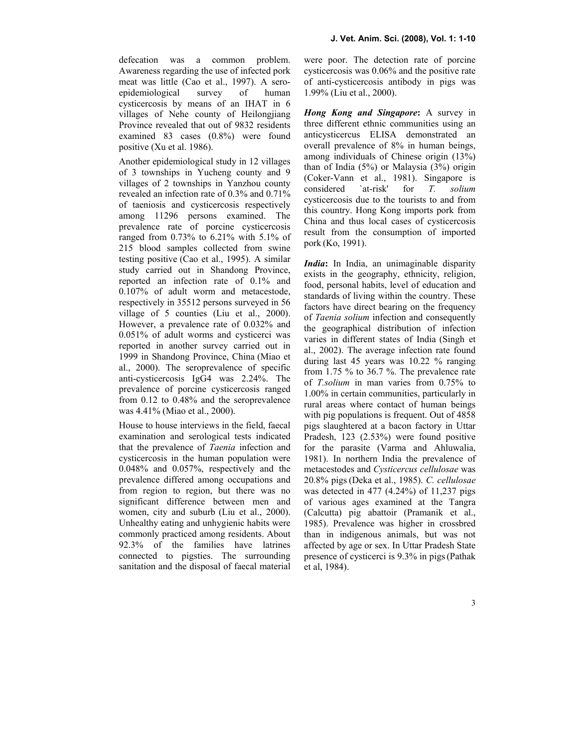defecation was a common problem. Awareness regarding the use of infected pork meat was little (Cao et al., 1997). A sero-epidemiological survey of human cysticercosis by means of an IHAT in 6 villages of Nehe county of Heilongjiang Province revealed that out of 9832 residents examined 83 cases (0.8%) were found positive (Xu et al. 1986).

Another epidemiological study in 12 villages of 3 townships in Yucheng county and 9 villages of 2 townships in Yanzhou county revealed an infection rate of 0.3% and 0.71% of taeniosis and cysticercosis respectively among 11296 persons examined. The prevalence rate of porcine cysticercosis ranged from 0.73% to 6.21% with 5.1% of 215 blood samples collected from swine testing positive (Cao et al., 1995). A similar study carried out in Shandong Province, reported an infection rate of 0.1% and 0.107% of adult worm and metacestode, respectively in 35512 persons surveyed in 56 village of 5 counties (Liu et al., 2000). However, a prevalence rate of 0.032% and 0.051% of adult worms and cysticerci was reported in another survey carried out in 1999 in Shandong Province, China (Miao et al., 2000). The seroprevalence of specific anti-cysticercosis IgG4 was 2.24%. The prevalence of porcine cysticercosis ranged from 0.12 to 0.48% and the seroprevalence was 4.41% (Miao et al., 2000).

House to house interviews in the field, faecal examination and serological tests indicated that the prevalence of *Taenia* infection and cysticercosis in the human population were 0.048% and 0.057%, respectively and the prevalence differed among occupations and from region to region, but there was no significant difference between men and women, city and suburb (Liu et al., 2000). Unhealthy eating and unhygienic habits were commonly practiced among residents. About 92.3% of the families have latrines connected to pigsties. The surrounding sanitation and the disposal of faecal material were poor. The detection rate of porcine cysticercosis was 0.06% and the positive rate of anti-cysticercosis antibody in pigs was 1.99% (Liu et al., 2000).

***Hong Kong and Singapore*:** A survey in three different ethnic communities using an anticysticercus ELISA demonstrated an overall prevalence of 8% in human beings, among individuals of Chinese origin (13%) than of India (5%) or Malaysia (3%) origin (Coker-Vann et al., 1981). Singapore is considered `at-risk' for *T. solium* cysticercosis due to the tourists to and from this country. Hong Kong imports pork from China and thus local cases of cysticercosis result from the consumption of imported pork (Ko, 1991).

***India*:** In India, an unimaginable disparity exists in the geography, ethnicity, religion, food, personal habits, level of education and standards of living within the country. These factors have direct bearing on the frequency of *Taenia solium* infection and consequently the geographical distribution of infection varies in different states of India (Singh et al., 2002). The average infection rate found during last 45 years was 10.22 % ranging from 1.75 % to 36.7 %. The prevalence rate of *T.solium* in man varies from 0.75% to 1.00% in certain communities, particularly in rural areas where contact of human beings with pig populations is frequent. Out of 4858 pigs slaughtered at a bacon factory in Uttar Pradesh, 123 (2.53%) were found positive for the parasite (Varma and Ahluwalia, 1981). In northern India the prevalence of metacestodes and *Cysticercus cellulosae* was 20.8% pigs (Deka et al., 1985). *C. cellulosae* was detected in 477 (4.24%) of 11,237 pigs of various ages examined at the Tangra (Calcutta) pig abattoir (Pramanik et al., 1985). Prevalence was higher in crossbred than in indigenous animals, but was not affected by age or sex. In Uttar Pradesh State presence of cysticerci is 9.3% in pigs (Pathak et al, 1984).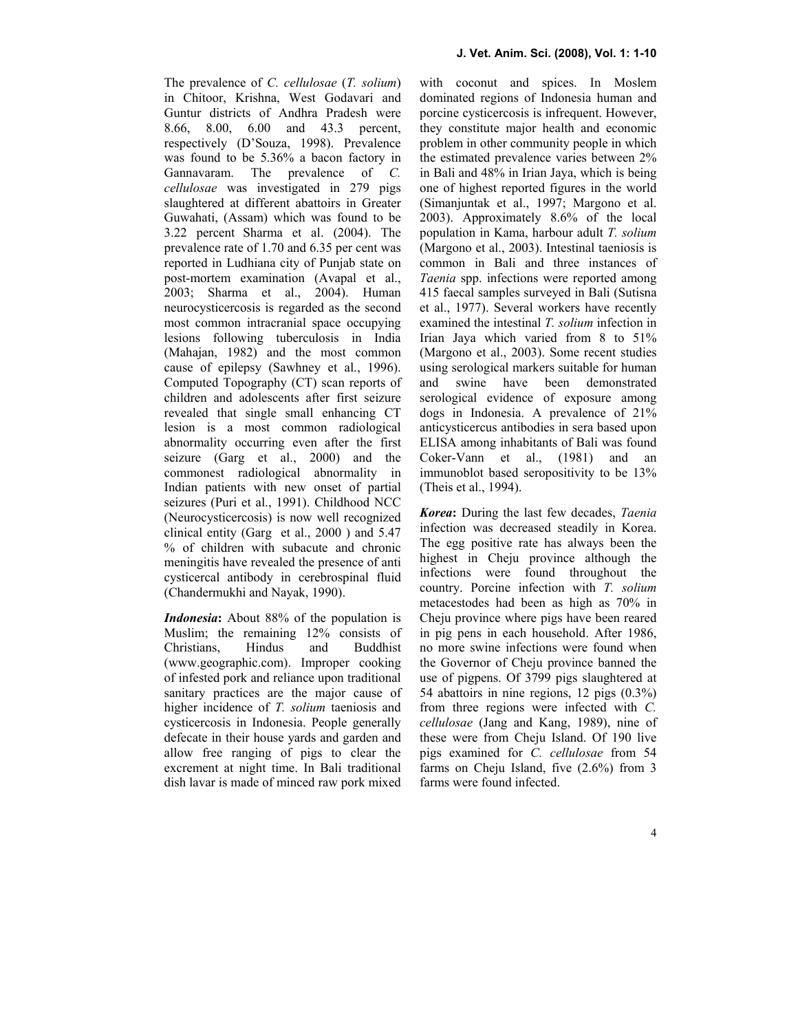The prevalence of *C. cellulosae* (*T. solium*) in Chitoor, Krishna, West Godavari and Guntur districts of Andhra Pradesh were 8.66, 8.00, 6.00 and 43.3 percent, respectively (D'Souza, 1998). Prevalence was found to be 5.36% a bacon factory in Gannavaram. The prevalence of *C. cellulosae* was investigated in 279 pigs slaughtered at different abattoirs in Greater Guwahati, (Assam) which was found to be 3.22 percent Sharma et al. (2004). The prevalence rate of 1.70 and 6.35 per cent was reported in Ludhiana city of Punjab state on post-mortem examination (Avapal et al., 2003; Sharma et al., 2004). Human neurocysticercosis is regarded as the second most common intracranial space occupying lesions following tuberculosis in India (Mahajan, 1982) and the most common cause of epilepsy (Sawhney et al., 1996). Computed Topography (CT) scan reports of children and adolescents after first seizure revealed that single small enhancing CT lesion is a most common radiological abnormality occurring even after the first seizure (Garg et al., 2000) and the commonest radiological abnormality in Indian patients with new onset of partial seizures (Puri et al., 1991). Childhood NCC (Neurocysticercosis) is now well recognized clinical entity (Garg et al., 2000 ) and 5.47 % of children with subacute and chronic meningitis have revealed the presence of anti cysticercal antibody in cerebrospinal fluid (Chandermukhi and Nayak, 1990).

***Indonesia*:** About 88% of the population is Muslim; the remaining 12% consists of Christians, Hindus and Buddhist (www.geographic.com). Improper cooking of infested pork and reliance upon traditional sanitary practices are the major cause of higher incidence of *T. solium* taeniosis and cysticercosis in Indonesia. People generally defecate in their house yards and garden and allow free ranging of pigs to clear the excrement at night time. In Bali traditional dish lavar is made of minced raw pork mixed with coconut and spices. In Moslem dominated regions of Indonesia human and porcine cysticercosis is infrequent. However, they constitute major health and economic problem in other community people in which the estimated prevalence varies between 2% in Bali and 48% in Irian Jaya, which is being one of highest reported figures in the world (Simanjuntak et al., 1997; Margono et al. 2003). Approximately 8.6% of the local population in Kama, harbour adult *T. solium* (Margono et al., 2003). Intestinal taeniosis is common in Bali and three instances of *Taenia* spp. infections were reported among 415 faecal samples surveyed in Bali (Sutisna et al., 1977). Several workers have recently examined the intestinal *T. solium* infection in Irian Jaya which varied from 8 to 51% (Margono et al., 2003). Some recent studies using serological markers suitable for human and swine have been demonstrated serological evidence of exposure among dogs in Indonesia. A prevalence of 21% anticysticercus antibodies in sera based upon ELISA among inhabitants of Bali was found Coker-Vann et al., (1981) and an immunoblot based seropositivity to be 13% (Theis et al., 1994).

***Korea*:** During the last few decades, *Taenia* infection was decreased steadily in Korea. The egg positive rate has always been the highest in Cheju province although the infections were found throughout the country. Porcine infection with *T. solium* metacestodes had been as high as 70% in Cheju province where pigs have been reared in pig pens in each household. After 1986, no more swine infections were found when the Governor of Cheju province banned the use of pigpens. Of 3799 pigs slaughtered at 54 abattoirs in nine regions, 12 pigs (0.3%) from three regions were infected with *C. cellulosae* (Jang and Kang, 1989), nine of these were from Cheju Island. Of 190 live pigs examined for *C. cellulosae* from 54 farms on Cheju Island, five (2.6%) from 3 farms were found infected.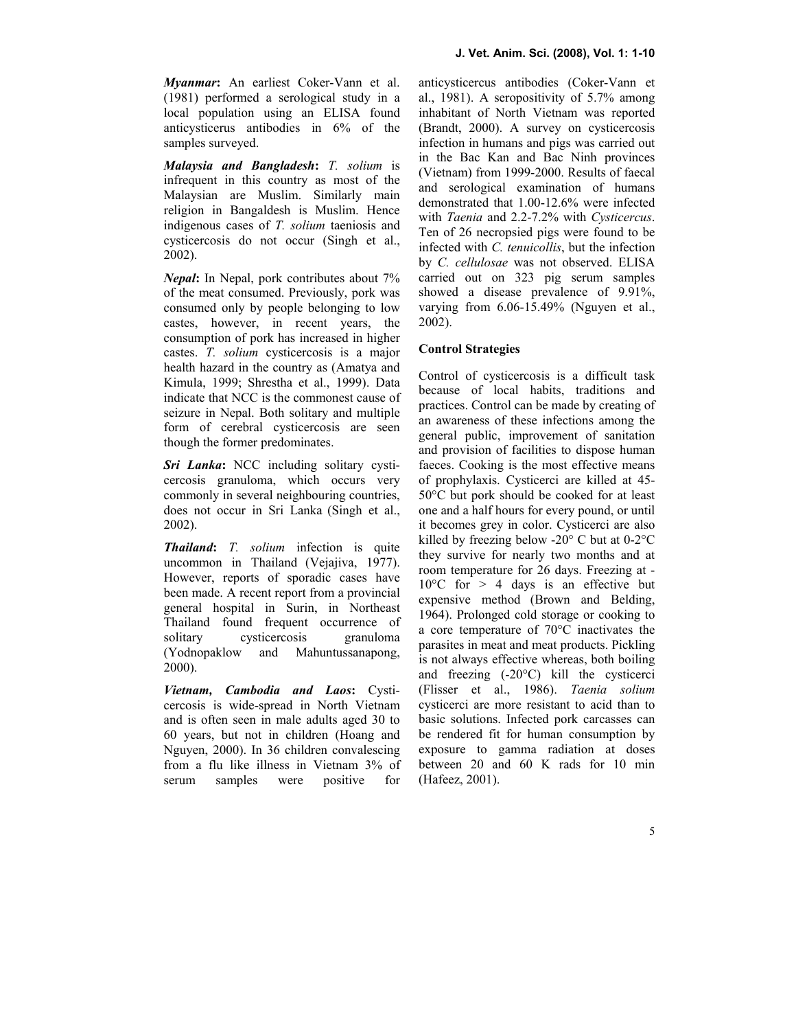***Myanmar*:** An earliest Coker-Vann et al. (1981) performed a serological study in a local population using an ELISA found anticysticerus antibodies in 6% of the samples surveyed.

***Malaysia and Bangladesh*:** *T. solium* is infrequent in this country as most of the Malaysian are Muslim. Similarly main religion in Bangaldesh is Muslim. Hence indigenous cases of *T. solium* taeniosis and cysticercosis do not occur (Singh et al., 2002).

***Nepal*:** In Nepal, pork contributes about 7% of the meat consumed. Previously, pork was consumed only by people belonging to low castes, however, in recent years, the consumption of pork has increased in higher castes. *T. solium* cysticercosis is a major health hazard in the country as (Amatya and Kimula, 1999; Shrestha et al., 1999). Data indicate that NCC is the commonest cause of seizure in Nepal. Both solitary and multiple form of cerebral cysticercosis are seen though the former predominates.

***Sri Lanka*:** NCC including solitary cysticercosis granuloma, which occurs very commonly in several neighbouring countries, does not occur in Sri Lanka (Singh et al., 2002).

***Thailand*:** *T. solium* infection is quite uncommon in Thailand (Vejajiva, 1977). However, reports of sporadic cases have been made. A recent report from a provincial general hospital in Surin, in Northeast Thailand found frequent occurrence of solitary cysticercosis granuloma (Yodnopaklow and Mahuntussanapong, 2000).

***Vietnam, Cambodia and Laos*:** Cysticercosis is wide-spread in North Vietnam and is often seen in male adults aged 30 to 60 years, but not in children (Hoang and Nguyen, 2000). In 36 children convalescing from a flu like illness in Vietnam 3% of serum samples were positive for anticysticercus antibodies (Coker-Vann et al., 1981). A seropositivity of 5.7% among inhabitant of North Vietnam was reported (Brandt, 2000). A survey on cysticercosis infection in humans and pigs was carried out in the Bac Kan and Bac Ninh provinces (Vietnam) from 1999-2000. Results of faecal and serological examination of humans demonstrated that 1.00-12.6% were infected with *Taenia* and 2.2-7.2% with *Cysticercus*. Ten of 26 necropsied pigs were found to be infected with *C. tenuicollis*, but the infection by *C. cellulosae* was not observed. ELISA carried out on 323 pig serum samples showed a disease prevalence of 9.91%, varying from 6.06-15.49% (Nguyen et al., 2002).

## Control Strategies

Control of cysticercosis is a difficult task because of local habits, traditions and practices. Control can be made by creating of an awareness of these infections among the general public, improvement of sanitation and provision of facilities to dispose human faeces. Cooking is the most effective means of prophylaxis. Cysticerci are killed at 45-50°C but pork should be cooked for at least one and a half hours for every pound, or until it becomes grey in color. Cysticerci are also killed by freezing below -20° C but at 0-2°C they survive for nearly two months and at room temperature for 26 days. Freezing at -10°C for > 4 days is an effective but expensive method (Brown and Belding, 1964). Prolonged cold storage or cooking to a core temperature of 70°C inactivates the parasites in meat and meat products. Pickling is not always effective whereas, both boiling and freezing (-20°C) kill the cysticerci (Flisser et al., 1986). *Taenia solium* cysticerci are more resistant to acid than to basic solutions. Infected pork carcasses can be rendered fit for human consumption by exposure to gamma radiation at doses between 20 and 60 K rads for 10 min (Hafeez, 2001).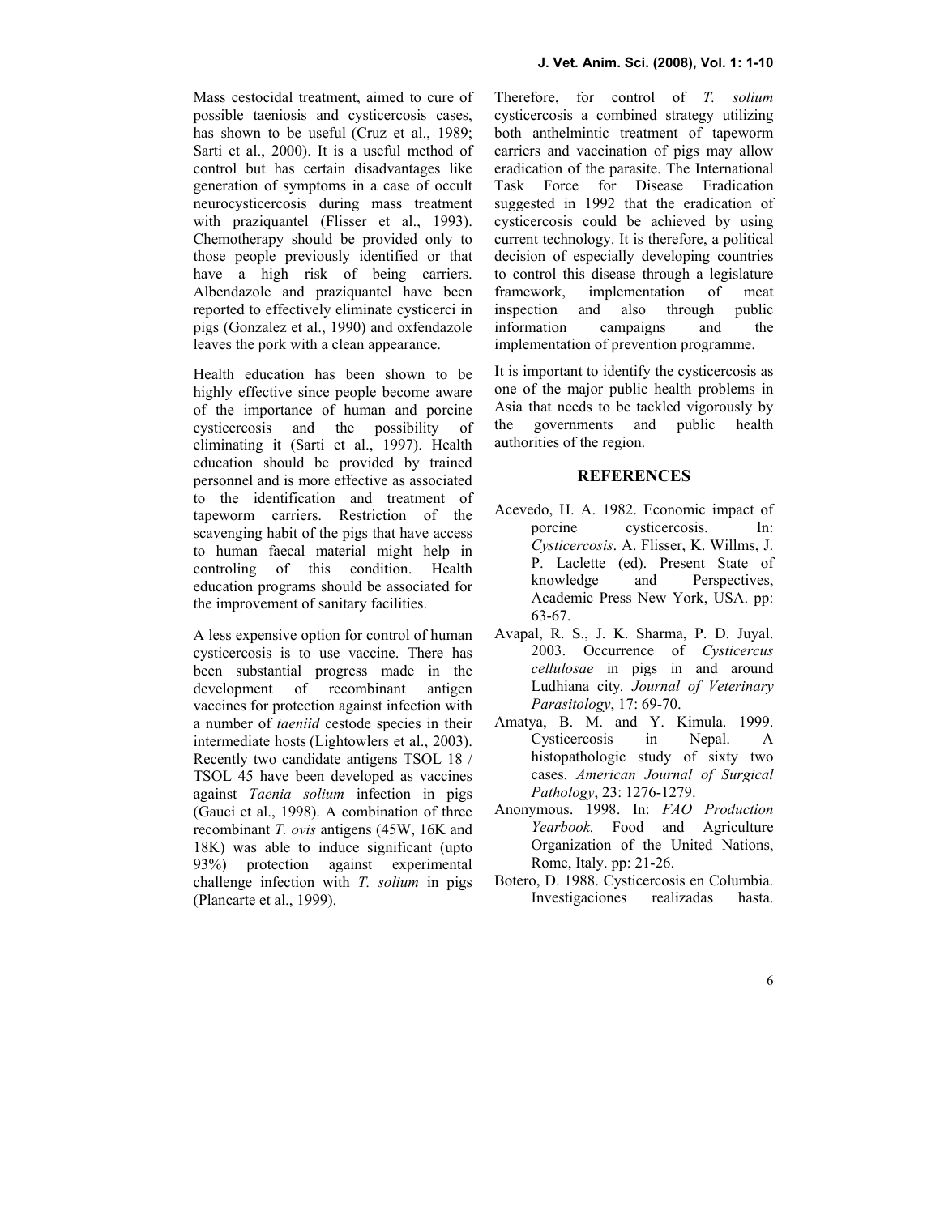Mass cestocidal treatment, aimed to cure of possible taeniosis and cysticercosis cases, has shown to be useful (Cruz et al., 1989; Sarti et al., 2000). It is a useful method of control but has certain disadvantages like generation of symptoms in a case of occult neurocysticercosis during mass treatment with praziquantel (Flisser et al., 1993). Chemotherapy should be provided only to those people previously identified or that have a high risk of being carriers. Albendazole and praziquantel have been reported to effectively eliminate cysticerci in pigs (Gonzalez et al., 1990) and oxfendazole leaves the pork with a clean appearance.

Health education has been shown to be highly effective since people become aware of the importance of human and porcine cysticercosis and the possibility of eliminating it (Sarti et al., 1997). Health education should be provided by trained personnel and is more effective as associated to the identification and treatment of tapeworm carriers. Restriction of the scavenging habit of the pigs that have access to human faecal material might help in controling of this condition. Health education programs should be associated for the improvement of sanitary facilities.

A less expensive option for control of human cysticercosis is to use vaccine. There has been substantial progress made in the development of recombinant antigen vaccines for protection against infection with a number of *taeniid* cestode species in their intermediate hosts (Lightowlers et al., 2003). Recently two candidate antigens TSOL 18 / TSOL 45 have been developed as vaccines against *Taenia solium* infection in pigs (Gauci et al., 1998). A combination of three recombinant *T. ovis* antigens (45W, 16K and 18K) was able to induce significant (upto 93%) protection against experimental challenge infection with *T. solium* in pigs (Plancarte et al., 1999).

Therefore, for control of *T. solium* cysticercosis a combined strategy utilizing both anthelmintic treatment of tapeworm carriers and vaccination of pigs may allow eradication of the parasite. The International Task Force for Disease Eradication suggested in 1992 that the eradication of cysticercosis could be achieved by using current technology. It is therefore, a political decision of especially developing countries to control this disease through a legislature framework, implementation of meat inspection and also through public information campaigns and the implementation of prevention programme.

It is important to identify the cysticercosis as one of the major public health problems in Asia that needs to be tackled vigorously by the governments and public health authorities of the region.

## REFERENCES

Acevedo, H. A. 1982. Economic impact of porcine cysticercosis. In: *Cysticercosis*. A. Flisser, K. Willms, J. P. Laclette (ed). Present State of knowledge and Perspectives, Academic Press New York, USA. pp: 63-67.

Avapal, R. S., J. K. Sharma, P. D. Juyal. 2003. Occurrence of *Cysticercus cellulosae* in pigs in and around Ludhiana city. *Journal of Veterinary Parasitology*, 17: 69-70.

Amatya, B. M. and Y. Kimula. 1999. Cysticercosis in Nepal. A histopathologic study of sixty two cases. *American Journal of Surgical Pathology*, 23: 1276-1279.

Anonymous. 1998. In: *FAO Production Yearbook.* Food and Agriculture Organization of the United Nations, Rome, Italy. pp: 21-26.

Botero, D. 1988. Cysticercosis en Columbia. Investigaciones realizadas hasta.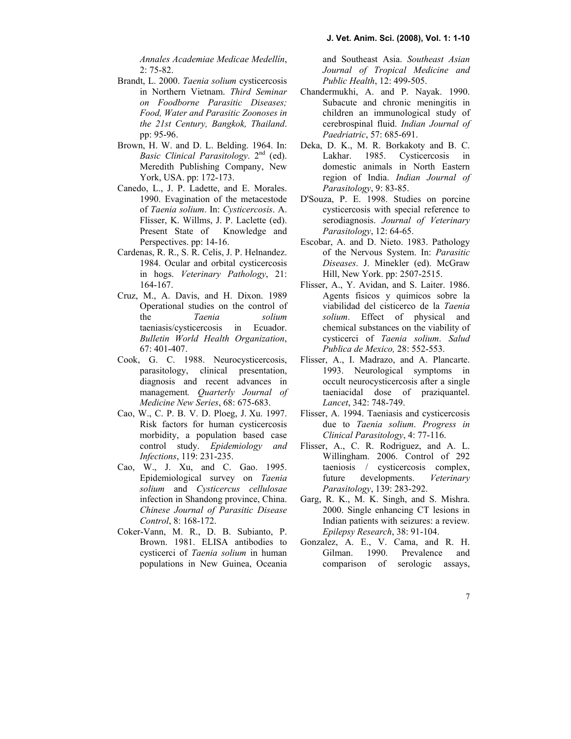*Annales Academiae Medicae Medellín*, 2: 75-82.

Brandt, L. 2000. *Taenia solium* cysticercosis in Northern Vietnam. *Third Seminar on Foodborne Parasitic Diseases; Food, Water and Parasitic Zoonoses in the 21st Century, Bangkok, Thailand*. pp: 95-96.

Brown, H. W. and D. L. Belding. 1964. In: *Basic Clinical Parasitology*. 2nd (ed). Meredith Publishing Company, New York, USA. pp: 172-173.

Canedo, L., J. P. Ladette, and E. Morales. 1990. Evagination of the metacestode of *Taenia solium*. In: *Cysticercosis*. A. Flisser, K. Willms, J. P. Laclette (ed). Present State of Knowledge and Perspectives. pp: 14-16.

Cardenas, R. R., S. R. Celis, J. P. Helnandez. 1984. Ocular and orbital cysticercosis in hogs. *Veterinary Pathology*, 21: 164-167.

Cruz, M., A. Davis, and H. Dixon. 1989 Operational studies on the control of the *Taenia solium* taeniasis/cysticercosis in Ecuador. *Bulletin World Health Organization*, 67: 401-407.

Cook, G. C. 1988. Neurocysticercosis, parasitology, clinical presentation, diagnosis and recent advances in management*. Quarterly Journal of Medicine New Series*, 68: 675-683.

Cao, W., C. P. B. V. D. Ploeg, J. Xu. 1997. Risk factors for human cysticercosis morbidity, a population based case control study. *Epidemiology and Infections*, 119: 231-235.

Cao, W., J. Xu, and C. Gao. 1995. Epidemiological survey on *Taenia solium* and *Cysticercus cellulosae* infection in Shandong province, China. *Chinese Journal of Parasitic Disease Control*, 8: 168-172.

Coker-Vann, M. R., D. B. Subianto, P. Brown. 1981. ELISA antibodies to cysticerci of *Taenia solium* in human populations in New Guinea, Oceania and Southeast Asia. *Southeast Asian Journal of Tropical Medicine and Public Health*, 12: 499-505.

Chandermukhi, A. and P. Nayak. 1990. Subacute and chronic meningitis in children an immunological study of cerebrospinal fluid. *Indian Journal of Paedriatric*, 57: 685-691.

Deka, D. K., M. R. Borkakoty and B. C. Lakhar. 1985. Cysticercosis in domestic animals in North Eastern region of India. *Indian Journal of Parasitology*, 9: 83-85.

D'Souza, P. E. 1998. Studies on porcine cysticercosis with special reference to serodiagnosis. *Journal of Veterinary Parasitology*, 12: 64-65.

Escobar, A. and D. Nieto. 1983. Pathology of the Nervous System. In: *Parasitic Diseases*. J. Minekler (ed). McGraw Hill, New York. pp: 2507-2515.

Flisser, A., Y. Avidan, and S. Laiter. 1986. Agents fisicos y quimicos sobre la viabilidad del cisticerco de la *Taenia solium*. Effect of physical and chemical substances on the viability of cysticerci of *Taenia solium*. *Salud Publica de Mexico,* 28: 552-553.

Flisser, A., I. Madrazo, and A. Plancarte. 1993. Neurological symptoms in occult neurocysticercosis after a single taeniacidal dose of praziquantel. *Lancet*, 342: 748-749.

Flisser, A. 1994. Taeniasis and cysticercosis due to *Taenia solium*. *Progress in Clinical Parasitology*, 4: 77-116.

Flisser, A., C. R. Rodriguez, and A. L. Willingham. 2006. Control of 292 taeniosis / cysticercosis complex, future developments. *Veterinary Parasitology*, 139: 283-292.

Garg, R. K., M. K. Singh, and S. Mishra. 2000. Single enhancing CT lesions in Indian patients with seizures: a review*. Epilepsy Research*, 38: 91-104.

Gonzalez, A. E., V. Cama, and R. H. Gilman. 1990. Prevalence and comparison of serologic assays,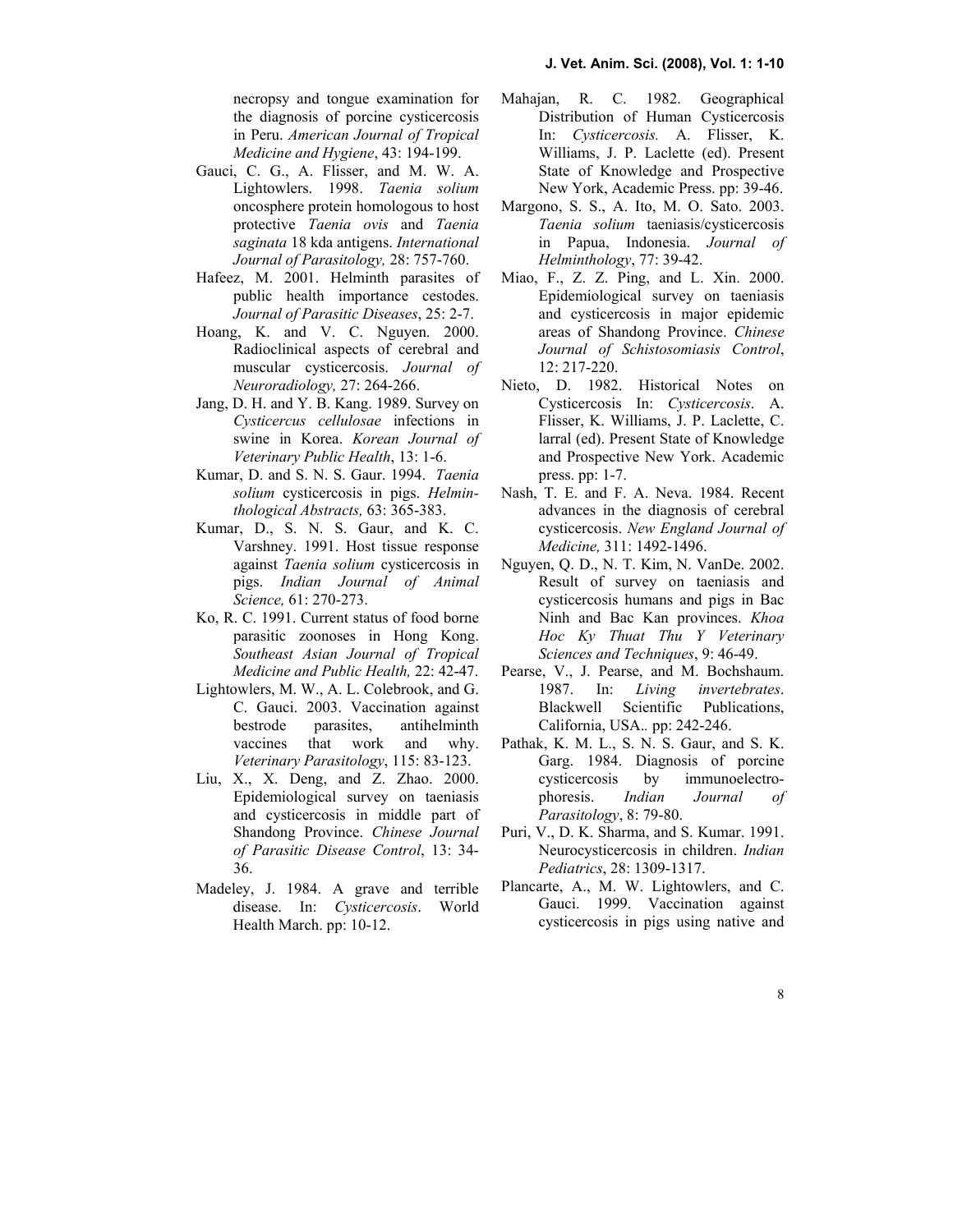necropsy and tongue examination for the diagnosis of porcine cysticercosis in Peru. *American Journal of Tropical Medicine and Hygiene*, 43: 194-199.

Gauci, C. G., A. Flisser, and M. W. A. Lightowlers. 1998. *Taenia solium* oncosphere protein homologous to host protective *Taenia ovis* and *Taenia saginata* 18 kda antigens. *International Journal of Parasitology,* 28: 757-760.

Hafeez, M. 2001. Helminth parasites of public health importance cestodes. *Journal of Parasitic Diseases*, 25: 2-7.

Hoang, K. and V. C. Nguyen. 2000. Radioclinical aspects of cerebral and muscular cysticercosis. *Journal of Neuroradiology,* 27: 264-266.

Jang, D. H. and Y. B. Kang. 1989. Survey on *Cysticercus cellulosae* infections in swine in Korea. *Korean Journal of Veterinary Public Health*, 13: 1-6.

Kumar, D. and S. N. S. Gaur. 1994. *Taenia solium* cysticercosis in pigs. *Helminthological Abstracts,* 63: 365-383.

Kumar, D., S. N. S. Gaur, and K. C. Varshney. 1991. Host tissue response against *Taenia solium* cysticercosis in pigs. *Indian Journal of Animal Science,* 61: 270-273.

Ko, R. C. 1991. Current status of food borne parasitic zoonoses in Hong Kong. *Southeast Asian Journal of Tropical Medicine and Public Health,* 22: 42-47.

Lightowlers, M. W., A. L. Colebrook, and G. C. Gauci. 2003. Vaccination against bestrode parasites, antihelminth vaccines that work and why. *Veterinary Parasitology*, 115: 83-123.

Liu, X., X. Deng, and Z. Zhao. 2000. Epidemiological survey on taeniasis and cysticercosis in middle part of Shandong Province. *Chinese Journal of Parasitic Disease Control*, 13: 34-36.

Madeley, J. 1984. A grave and terrible disease. In: *Cysticercosis*. World Health March. pp: 10-12.

Mahajan, R. C. 1982. Geographical Distribution of Human Cysticercosis In: *Cysticercosis.* A. Flisser, K. Williams, J. P. Laclette (ed). Present State of Knowledge and Prospective New York, Academic Press. pp: 39-46.

Margono, S. S., A. Ito, M. O. Sato. 2003. *Taenia solium* taeniasis/cysticercosis in Papua, Indonesia. *Journal of Helminthology*, 77: 39-42.

Miao, F., Z. Z. Ping, and L. Xin. 2000. Epidemiological survey on taeniasis and cysticercosis in major epidemic areas of Shandong Province. *Chinese Journal of Schistosomiasis Control*, 12: 217-220.

Nieto, D. 1982. Historical Notes on Cysticercosis In: *Cysticercosis*. A. Flisser, K. Williams, J. P. Laclette, C. larral (ed). Present State of Knowledge and Prospective New York. Academic press. pp: 1-7.

Nash, T. E. and F. A. Neva. 1984. Recent advances in the diagnosis of cerebral cysticercosis. *New England Journal of Medicine,* 311: 1492-1496.

Nguyen, Q. D., N. T. Kim, N. VanDe. 2002. Result of survey on taeniasis and cysticercosis humans and pigs in Bac Ninh and Bac Kan provinces. *Khoa Hoc Ky Thuat Thu Y Veterinary Sciences and Techniques*, 9: 46-49.

Pearse, V., J. Pearse, and M. Bochshaum. 1987. In: *Living invertebrates*. Blackwell Scientific Publications, California, USA.. pp: 242-246.

Pathak, K. M. L., S. N. S. Gaur, and S. K. Garg. 1984. Diagnosis of porcine cysticercosis by immunoelectrophoresis. *Indian Journal of Parasitology*, 8: 79-80.

Puri, V., D. K. Sharma, and S. Kumar. 1991. Neurocysticercosis in children. *Indian Pediatrics*, 28: 1309-1317.

Plancarte, A., M. W. Lightowlers, and C. Gauci. 1999. Vaccination against cysticercosis in pigs using native and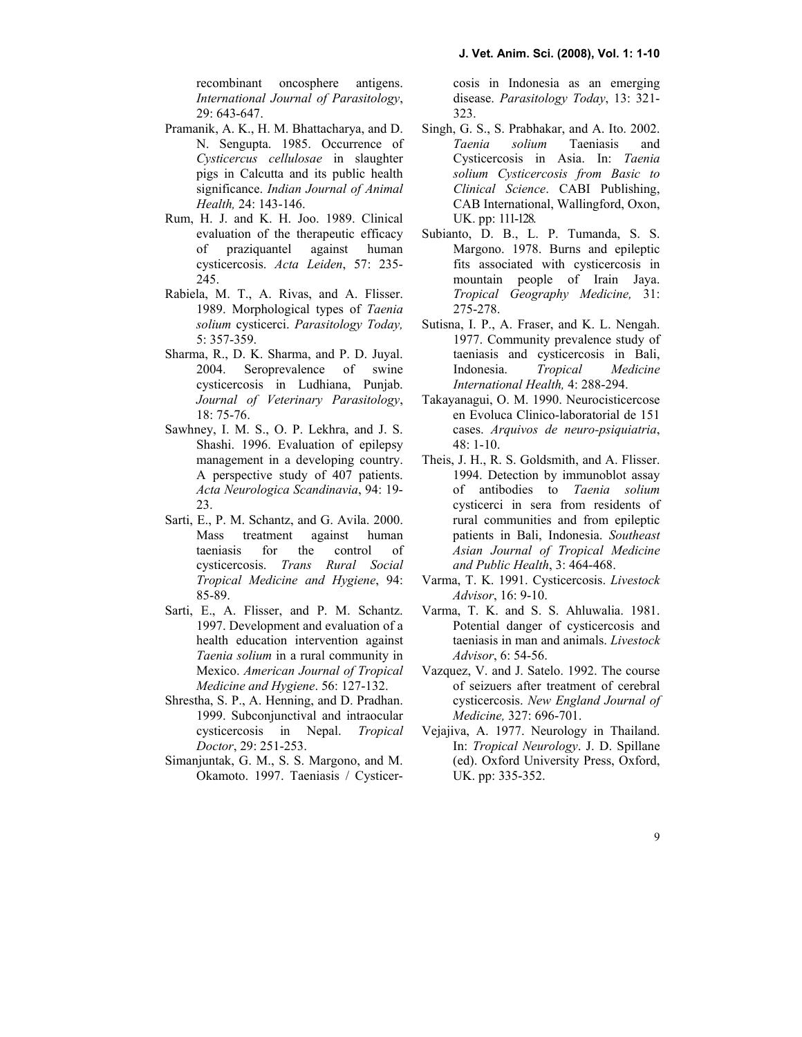recombinant oncosphere antigens. *International Journal of Parasitology*, 29: 643-647.

Pramanik, A. K., H. M. Bhattacharya, and D. N. Sengupta. 1985. Occurrence of *Cysticercus cellulosae* in slaughter pigs in Calcutta and its public health significance. *Indian Journal of Animal Health,* 24: 143-146.

Rum, H. J. and K. H. Joo. 1989. Clinical evaluation of the therapeutic efficacy of praziquantel against human cysticercosis. *Acta Leiden*, 57: 235-245.

Rabiela, M. T., A. Rivas, and A. Flisser. 1989. Morphological types of *Taenia solium* cysticerci. *Parasitology Today,* 5: 357-359.

Sharma, R., D. K. Sharma, and P. D. Juyal. 2004. Seroprevalence of swine cysticercosis in Ludhiana, Punjab. *Journal of Veterinary Parasitology*, 18: 75-76.

Sawhney, I. M. S., O. P. Lekhra, and J. S. Shashi. 1996. Evaluation of epilepsy management in a developing country. A perspective study of 407 patients. *Acta Neurologica Scandinavia*, 94: 19-23.

Sarti, E., P. M. Schantz, and G. Avila. 2000. Mass treatment against human taeniasis for the control of cysticercosis. *Trans Rural Social Tropical Medicine and Hygiene*, 94: 85-89.

Sarti, E., A. Flisser, and P. M. Schantz. 1997. Development and evaluation of a health education intervention against *Taenia solium* in a rural community in Mexico. *American Journal of Tropical Medicine and Hygiene*. 56: 127-132.

Shrestha, S. P., A. Henning, and D. Pradhan. 1999. Subconjunctival and intraocular cysticercosis in Nepal. *Tropical Doctor*, 29: 251-253.

Simanjuntak, G. M., S. S. Margono, and M. Okamoto. 1997. Taeniasis / Cysticercosis in Indonesia as an emerging disease. *Parasitology Today*, 13: 321-323.

Singh, G. S., S. Prabhakar, and A. Ito. 2002. *Taenia solium* Taeniasis and Cysticercosis in Asia. In: *Taenia solium Cysticercosis from Basic to Clinical Science*. CABI Publishing, CAB International, Wallingford, Oxon, UK. pp: 111-128.

Subianto, D. B., L. P. Tumanda, S. S. Margono. 1978. Burns and epileptic fits associated with cysticercosis in mountain people of Irain Jaya. *Tropical Geography Medicine,* 31: 275-278.

Sutisna, I. P., A. Fraser, and K. L. Nengah. 1977. Community prevalence study of taeniasis and cysticercosis in Bali, Indonesia. *Tropical Medicine International Health,* 4: 288-294.

Takayanagui, O. M. 1990. Neurocisticercose en Evoluca Clinico-laboratorial de 151 cases. *Arquivos de neuro-psiquiatria*, 48: 1-10.

Theis, J. H., R. S. Goldsmith, and A. Flisser. 1994. Detection by immunoblot assay of antibodies to *Taenia solium* cysticerci in sera from residents of rural communities and from epileptic patients in Bali, Indonesia. *Southeast Asian Journal of Tropical Medicine and Public Health*, 3: 464-468.

Varma, T. K. 1991. Cysticercosis. *Livestock Advisor*, 16: 9-10.

Varma, T. K. and S. S. Ahluwalia. 1981. Potential danger of cysticercosis and taeniasis in man and animals. *Livestock Advisor*, 6: 54-56.

Vazquez, V. and J. Satelo. 1992. The course of seizuers after treatment of cerebral cysticercosis. *New England Journal of Medicine,* 327: 696-701.

Vejajiva, A. 1977. Neurology in Thailand. In: *Tropical Neurology*. J. D. Spillane (ed). Oxford University Press, Oxford, UK. pp: 335-352.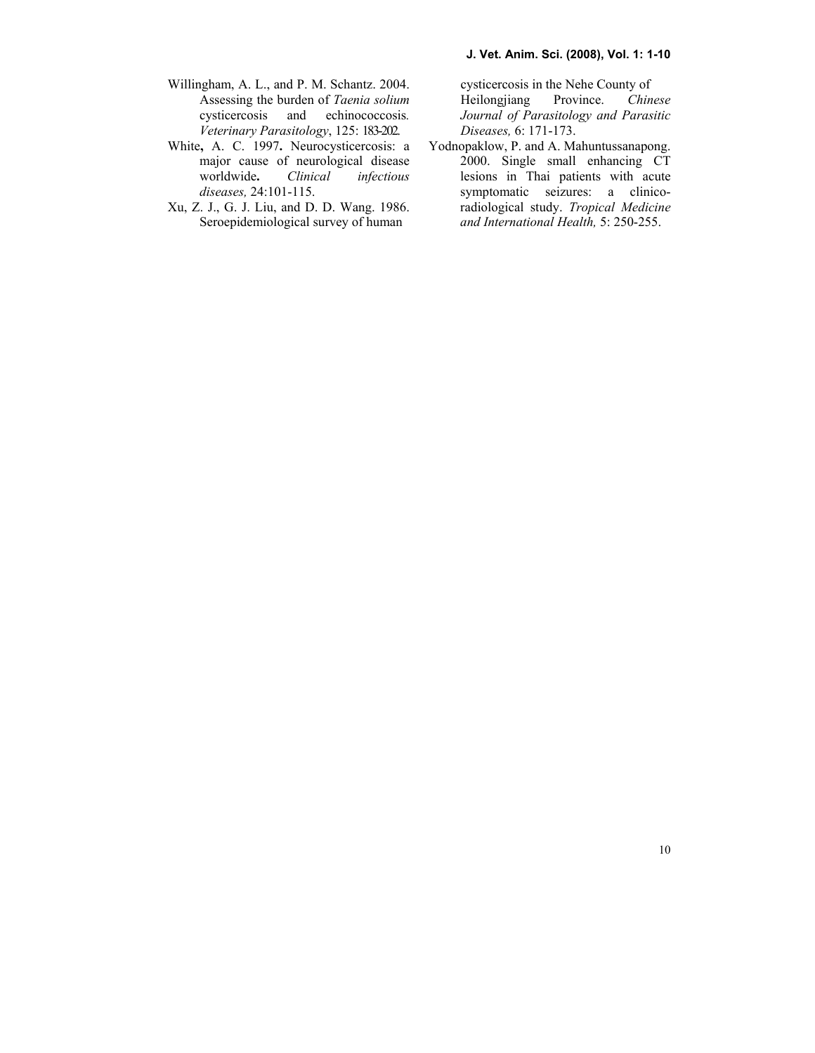Willingham, A. L., and P. M. Schantz. 2004. Assessing the burden of *Taenia solium* cysticercosis and echinococcosis. *Veterinary Parasitology*, 125: 183-202.

White, A. C. 1997. Neurocysticercosis: a major cause of neurological disease worldwide. *Clinical infectious diseases,* 24:101-115.

Xu, Z. J., G. J. Liu, and D. D. Wang. 1986. Seroepidemiological survey of human cysticercosis in the Nehe County of Heilongjiang Province. *Chinese Journal of Parasitology and Parasitic Diseases,* 6: 171-173.

Yodnopaklow, P. and A. Mahuntussanapong. 2000. Single small enhancing CT lesions in Thai patients with acute symptomatic seizures: a clinico-radiological study. *Tropical Medicine and International Health,* 5: 250-255.